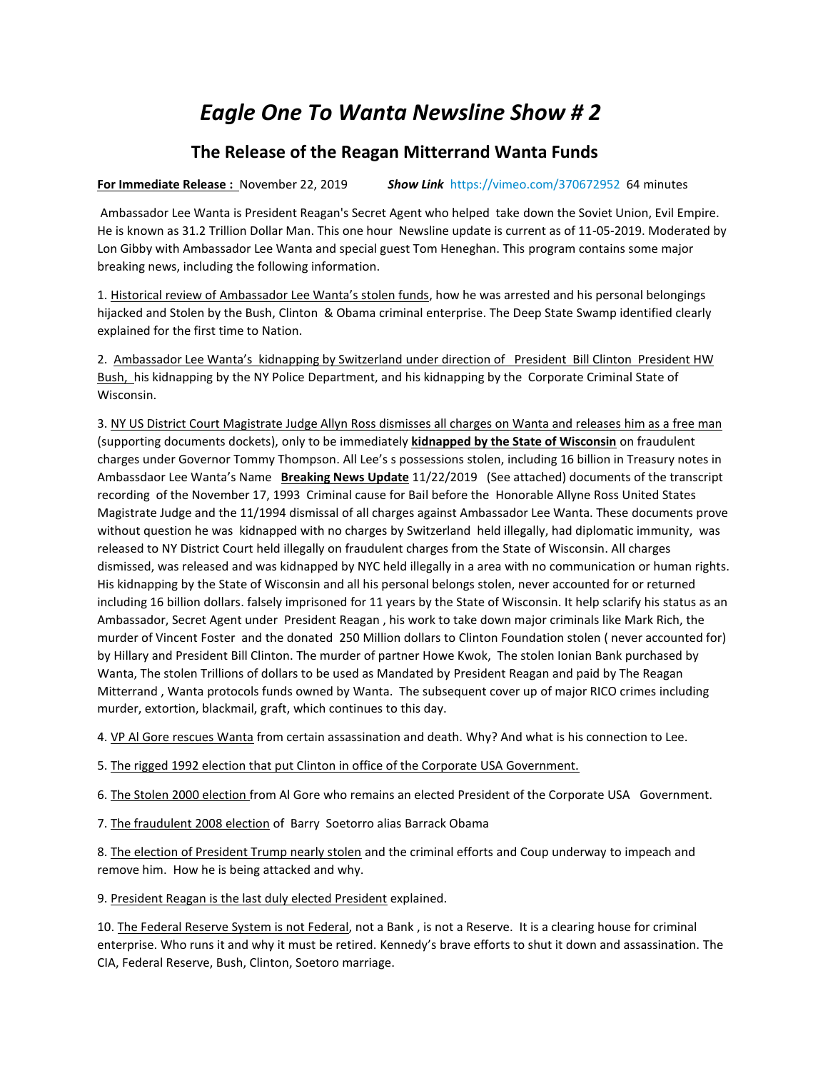# *Eagle One To Wanta Newsline Show # 2*

## The Release of the Reagan Mitterrand Wanta Funds

**For Immediate Release :** November 22, 2019 ***Show Link*** https://vimeo.com/370672952 64 minutes

Ambassador Lee Wanta is President Reagan's Secret Agent who helped take down the Soviet Union, Evil Empire. He is known as 31.2 Trillion Dollar Man. This one hour Newsline update is current as of 11-05-2019. Moderated by Lon Gibby with Ambassador Lee Wanta and special guest Tom Heneghan. This program contains some major breaking news, including the following information.

1. Historical review of Ambassador Lee Wanta's stolen funds, how he was arrested and his personal belongings hijacked and Stolen by the Bush, Clinton & Obama criminal enterprise. The Deep State Swamp identified clearly explained for the first time to Nation.

2. Ambassador Lee Wanta's kidnapping by Switzerland under direction of President Bill Clinton President HW Bush, his kidnapping by the NY Police Department, and his kidnapping by the Corporate Criminal State of Wisconsin.

3. NY US District Court Magistrate Judge Allyn Ross dismisses all charges on Wanta and releases him as a free man (supporting documents dockets), only to be immediately **kidnapped by the State of Wisconsin** on fraudulent charges under Governor Tommy Thompson. All Lee's s possessions stolen, including 16 billion in Treasury notes in Ambassdaor Lee Wanta's Name **Breaking News Update** 11/22/2019 (See attached) documents of the transcript recording of the November 17, 1993 Criminal cause for Bail before the Honorable Allyne Ross United States Magistrate Judge and the 11/1994 dismissal of all charges against Ambassador Lee Wanta. These documents prove without question he was kidnapped with no charges by Switzerland held illegally, had diplomatic immunity, was released to NY District Court held illegally on fraudulent charges from the State of Wisconsin. All charges dismissed, was released and was kidnapped by NYC held illegally in a area with no communication or human rights. His kidnapping by the State of Wisconsin and all his personal belongs stolen, never accounted for or returned including 16 billion dollars. falsely imprisoned for 11 years by the State of Wisconsin. It help sclarify his status as an Ambassador, Secret Agent under President Reagan , his work to take down major criminals like Mark Rich, the murder of Vincent Foster and the donated 250 Million dollars to Clinton Foundation stolen ( never accounted for) by Hillary and President Bill Clinton. The murder of partner Howe Kwok, The stolen Ionian Bank purchased by Wanta, The stolen Trillions of dollars to be used as Mandated by President Reagan and paid by The Reagan Mitterrand , Wanta protocols funds owned by Wanta. The subsequent cover up of major RICO crimes including murder, extortion, blackmail, graft, which continues to this day.

4. VP Al Gore rescues Wanta from certain assassination and death. Why? And what is his connection to Lee.

5. The rigged 1992 election that put Clinton in office of the Corporate USA Government.

6. The Stolen 2000 election from Al Gore who remains an elected President of the Corporate USA Government.

7. The fraudulent 2008 election of Barry Soetorro alias Barrack Obama

8. The election of President Trump nearly stolen and the criminal efforts and Coup underway to impeach and remove him. How he is being attacked and why.

9. President Reagan is the last duly elected President explained.

10. The Federal Reserve System is not Federal, not a Bank , is not a Reserve. It is a clearing house for criminal enterprise. Who runs it and why it must be retired. Kennedy's brave efforts to shut it down and assassination. The CIA, Federal Reserve, Bush, Clinton, Soetoro marriage.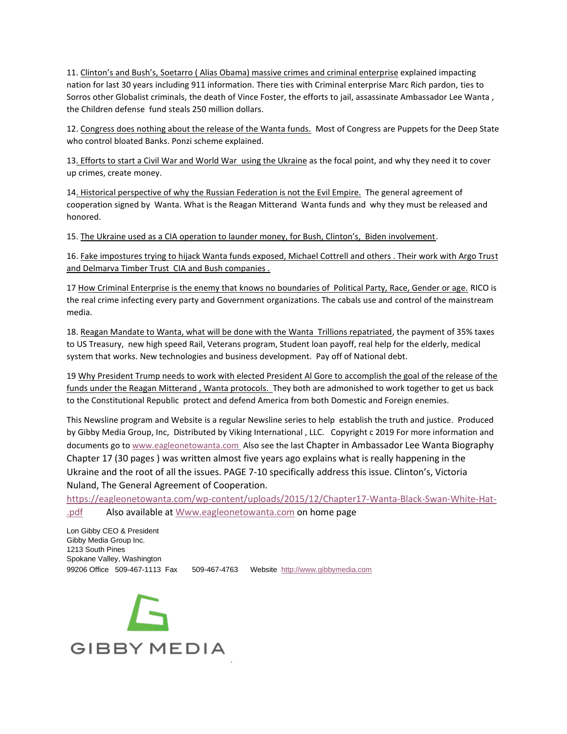11. Clinton's and Bush's, Soetarro ( Alias Obama) massive crimes and criminal enterprise explained impacting nation for last 30 years including 911 information. There ties with Criminal enterprise Marc Rich pardon, ties to Sorros other Globalist criminals, the death of Vince Foster, the efforts to jail, assassinate Ambassador Lee Wanta , the Children defense fund steals 250 million dollars.

12. Congress does nothing about the release of the Wanta funds. Most of Congress are Puppets for the Deep State who control bloated Banks. Ponzi scheme explained.

13. Efforts to start a Civil War and World War using the Ukraine as the focal point, and why they need it to cover up crimes, create money.

14. Historical perspective of why the Russian Federation is not the Evil Empire. The general agreement of cooperation signed by Wanta. What is the Reagan Mitterand Wanta funds and why they must be released and honored.

15. The Ukraine used as a CIA operation to launder money, for Bush, Clinton's, Biden involvement.

16. Fake impostures trying to hijack Wanta funds exposed, Michael Cottrell and others . Their work with Argo Trust and Delmarva Timber Trust CIA and Bush companies .

17 How Criminal Enterprise is the enemy that knows no boundaries of Political Party, Race, Gender or age. RICO is the real crime infecting every party and Government organizations. The cabals use and control of the mainstream media.

18. Reagan Mandate to Wanta, what will be done with the Wanta Trillions repatriated, the payment of 35% taxes to US Treasury, new high speed Rail, Veterans program, Student loan payoff, real help for the elderly, medical system that works. New technologies and business development. Pay off of National debt.

19 Why President Trump needs to work with elected President Al Gore to accomplish the goal of the release of the funds under the Reagan Mitterand , Wanta protocols. They both are admonished to work together to get us back to the Constitutional Republic protect and defend America from both Domestic and Foreign enemies.

This Newsline program and Website is a regular Newsline series to help establish the truth and justice. Produced by Gibby Media Group, Inc, Distributed by Viking International , LLC. Copyright c 2019 For more information and documents go to www.eagleonetowanta.com Also see the last Chapter in Ambassador Lee Wanta Biography Chapter 17 (30 pages ) was written almost five years ago explains what is really happening in the Ukraine and the root of all the issues. PAGE 7-10 specifically address this issue. Clinton's, Victoria Nuland, The General Agreement of Cooperation.
https://eagleonetowanta.com/wp-content/uploads/2015/12/Chapter17-Wanta-Black-Swan-White-Hat-.pdf Also available at Www.eagleonetowanta.com on home page

Lon Gibby CEO & President
Gibby Media Group Inc.
1213 South Pines
Spokane Valley, Washington
99206 Office 509-467-1113 Fax 509-467-4763 Website http://www.gibbymedia.com

GIBBY MEDIA